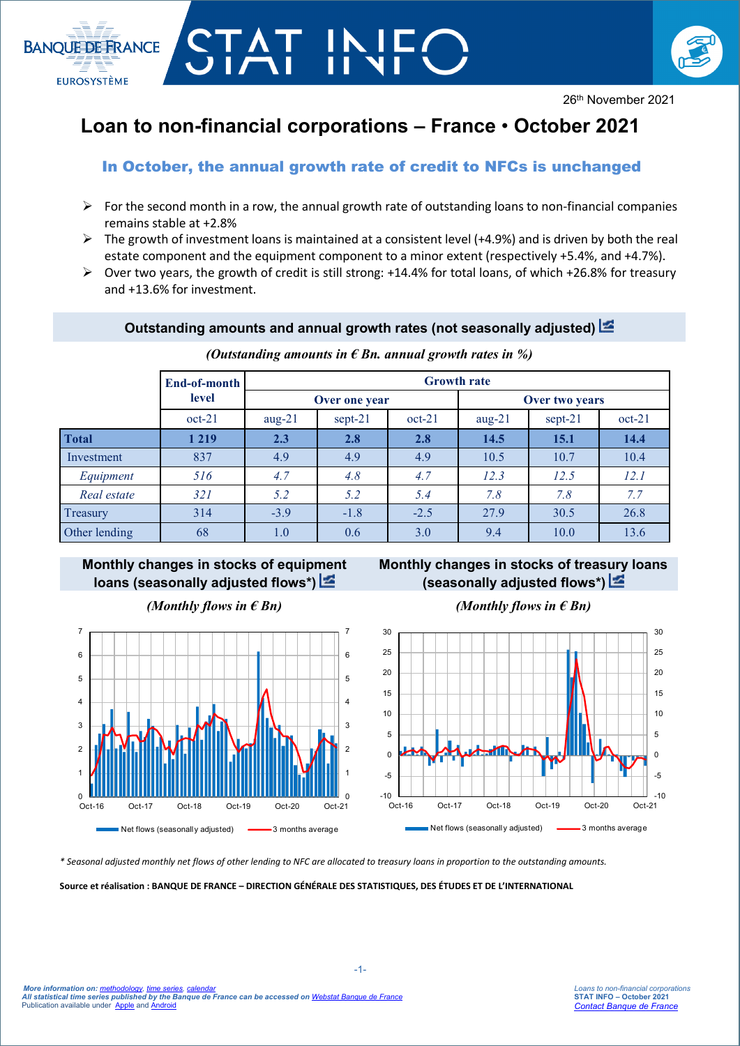BANQUE DE FRANCE
EUROSYSTÈME

# STAT INFO

26th November 2021

# Loan to non-financial corporations – France • October 2021

## In October, the annual growth rate of credit to NFCs is unchanged

- For the second month in a row, the annual growth rate of outstanding loans to non-financial companies remains stable at +2.8%
- The growth of investment loans is maintained at a consistent level (+4.9%) and is driven by both the real estate component and the equipment component to a minor extent (respectively +5.4%, and +4.7%).
- Over two years, the growth of credit is still strong: +14.4% for total loans, of which +26.8% for treasury and +13.6% for investment.

### Outstanding amounts and annual growth rates (not seasonally adjusted)

*(Outstanding amounts in € Bn. annual growth rates in %)*

| | End-of-month level | Growth rate | | | | | |
|---|---|---|---|---|---|---|---|
| | | Over one year | | | Over two years | | |
| | oct-21 | aug-21 | sept-21 | oct-21 | aug-21 | sept-21 | oct-21 |
| **Total** | **1 219** | **2.3** | **2.8** | **2.8** | **14.5** | **15.1** | **14.4** |
| Investment | 837 | 4.9 | 4.9 | 4.9 | 10.5 | 10.7 | 10.4 |
| *Equipment* | *516* | *4.7* | *4.8* | *4.7* | *12.3* | *12.5* | *12.1* |
| *Real estate* | *321* | *5.2* | *5.2* | *5.4* | *7.8* | *7.8* | *7.7* |
| Treasury | 314 | -3.9 | -1.8 | -2.5 | 27.9 | 30.5 | 26.8 |
| Other lending | 68 | 1.0 | 0.6 | 3.0 | 9.4 | 10.0 | 13.6 |

### Monthly changes in stocks of equipment loans (seasonally adjusted flows*)

*(Monthly flows in € Bn)*

### Monthly changes in stocks of treasury loans (seasonally adjusted flows*)

*(Monthly flows in € Bn)*

*\* Seasonal adjusted monthly net flows of other lending to NFC are allocated to treasury loans in proportion to the outstanding amounts.*

**Source et réalisation : BANQUE DE FRANCE – DIRECTION GÉNÉRALE DES STATISTIQUES, DES ÉTUDES ET DE L'INTERNATIONAL**

*More information on: methodology, time series, calendar*
*All statistical time series published by the Banque de France can be accessed on Webstat Banque de France*
Publication available under Apple and Android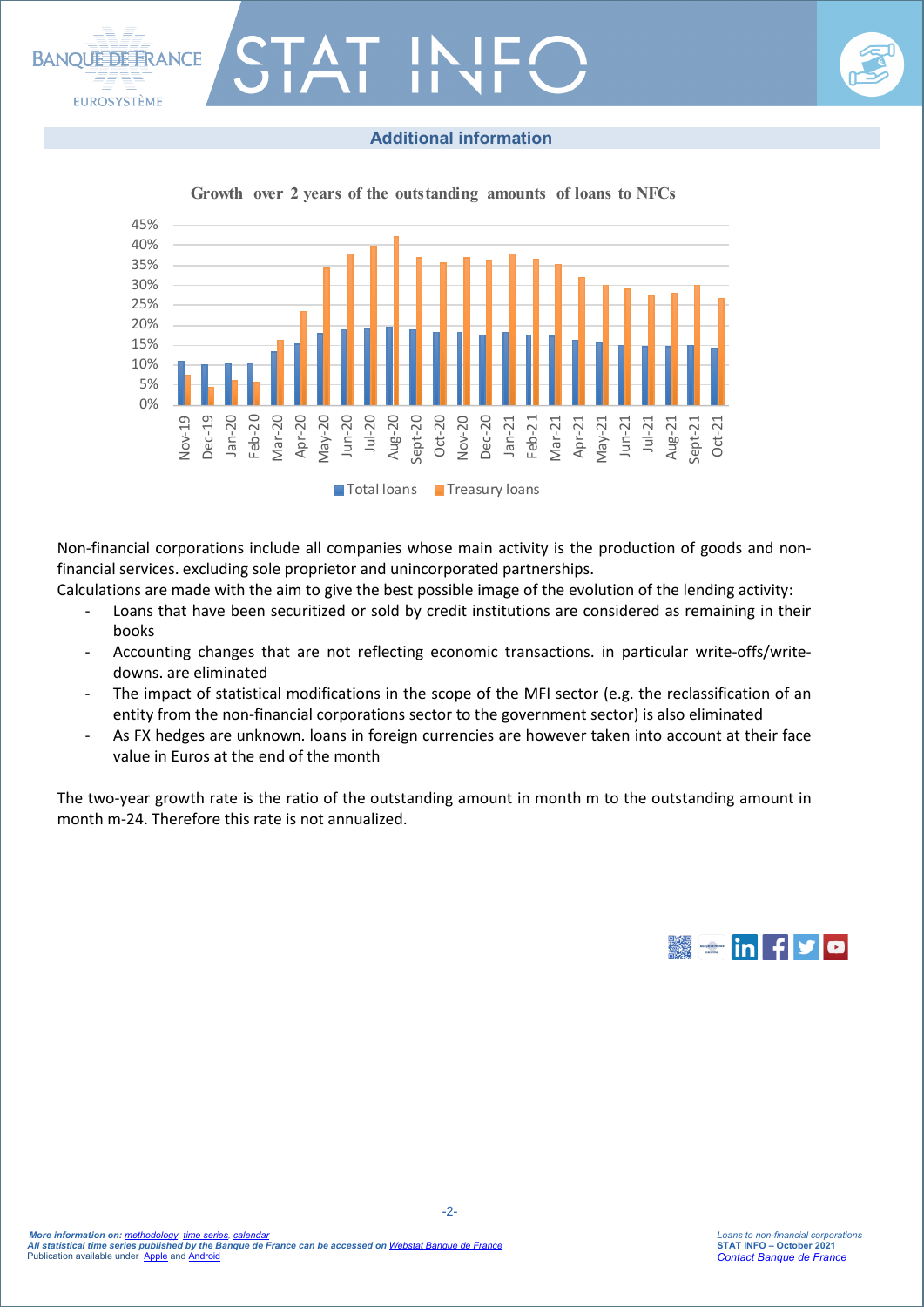## Additional information

Growth over 2 years of the outstanding amounts of loans to NFCs

45%
40%
35%
30%
25%
20%
15%
10%
5%
0%

Nov-19 Dec-19 Jan-20 Feb-20 Mar-20 Apr-20 May-20 Jun-20 Jul-20 Aug-20 Sept-20 Oct-20 Nov-20 Dec-20 Jan-21 Feb-21 Mar-21 Apr-21 May-21 Jun-21 Jul-21 Aug-21 Sept-21 Oct-21

Total loans   Treasury loans

Non-financial corporations include all companies whose main activity is the production of goods and non-financial services. excluding sole proprietor and unincorporated partnerships.

Calculations are made with the aim to give the best possible image of the evolution of the lending activity:

- Loans that have been securitized or sold by credit institutions are considered as remaining in their books
- Accounting changes that are not reflecting economic transactions. in particular write-offs/write-downs. are eliminated
- The impact of statistical modifications in the scope of the MFI sector (e.g. the reclassification of an entity from the non-financial corporations sector to the government sector) is also eliminated
- As FX hedges are unknown. loans in foreign currencies are however taken into account at their face value in Euros at the end of the month

The two-year growth rate is the ratio of the outstanding amount in month m to the outstanding amount in month m-24. Therefore this rate is not annualized.

*More information on: methodology, time series, calendar*
***All statistical time series published by the Banque de France can be accessed on Webstat Banque de France***
Publication available under Apple and Android

*Loans to non-financial corporations*
**STAT INFO – October 2021**
*Contact Banque de France*